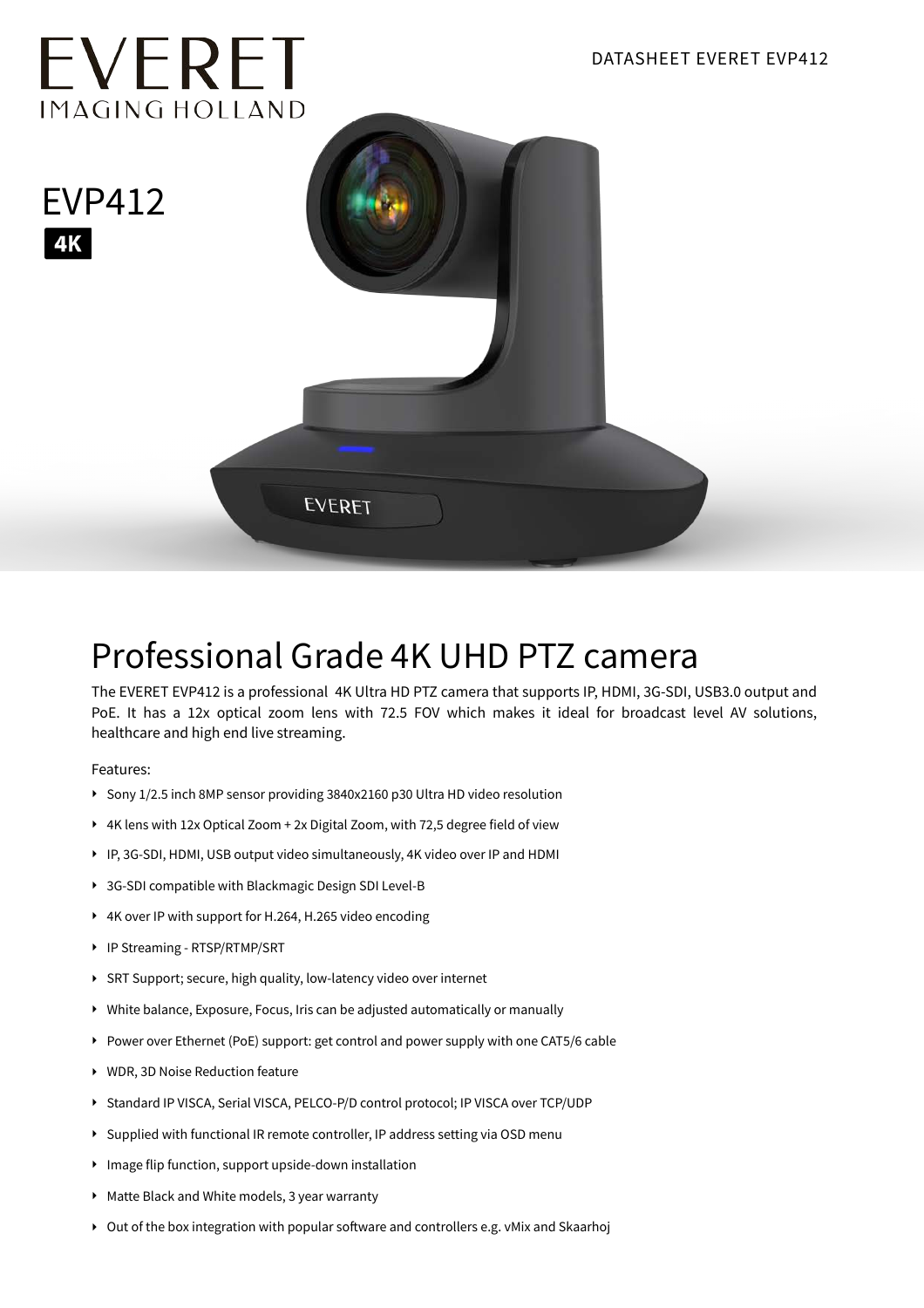EVERET
IMAGING HOLLAND

DATASHEET EVERET EVP412

# EVP412

**4K**

## Professional Grade 4K UHD PTZ camera

The EVERET EVP412 is a professional 4K Ultra HD PTZ camera that supports IP, HDMI, 3G-SDI, USB3.0 output and PoE. It has a 12x optical zoom lens with 72.5 FOV which makes it ideal for broadcast level AV solutions, healthcare and high end live streaming.

Features:

- Sony 1/2.5 inch 8MP sensor providing 3840x2160 p30 Ultra HD video resolution
- 4K lens with 12x Optical Zoom + 2x Digital Zoom, with 72,5 degree field of view
- IP, 3G-SDI, HDMI, USB output video simultaneously, 4K video over IP and HDMI
- 3G-SDI compatible with Blackmagic Design SDI Level-B
- 4K over IP with support for H.264, H.265 video encoding
- IP Streaming - RTSP/RTMP/SRT
- SRT Support; secure, high quality, low-latency video over internet
- White balance, Exposure, Focus, Iris can be adjusted automatically or manually
- Power over Ethernet (PoE) support: get control and power supply with one CAT5/6 cable
- WDR, 3D Noise Reduction feature
- Standard IP VISCA, Serial VISCA, PELCO-P/D control protocol; IP VISCA over TCP/UDP
- Supplied with functional IR remote controller, IP address setting via OSD menu
- Image flip function, support upside-down installation
- Matte Black and White models, 3 year warranty
- Out of the box integration with popular software and controllers e.g. vMix and Skaarhoj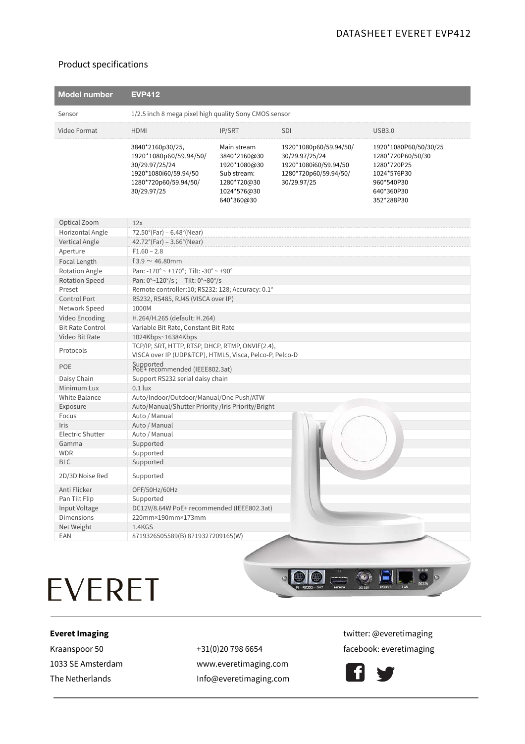## Product specifications

| Model number | EVP412 | | | |
|---|---|---|---|---|
| Sensor | 1/2.5 inch 8 mega pixel high quality Sony CMOS sensor | | | |
| Video Format | HDMI | IP/SRT | SDI | USB3.0 |
| | 3840*2160p30/25, 1920*1080p60/59.94/50/30/29.97/25/24 1920*1080i60/59.94/50 1280*720p60/59.94/30/29.97/25 | Main stream 3840*2160@30 1920*1080@30 Sub stream: 1280*720@30 1024*576@30 640*360@30 | 1920*1080p60/59.94/30/29.97/25/24 1920*1080i60/59.94/50 1280*720p60/59.94/30/29.97/25 | 1920*1080P60/50/30/25 1280*720P60/50/30 1280*720P25 1024*576P30 960*540P30 640*360P30 352*288P30 |

| | |
|---|---|
| Optical Zoom | 12x |
| Horizontal Angle | 72.50°(Far) – 6.48°(Near) |
| Vertical Angle | 42.72°(Far) – 3.66°(Near) |
| Aperture | F1.60 – 2.8 |
| Focal Length | f 3.9 ~ 46.80mm |
| Rotation Angle | Pan: -170° ~ +170°; Tilt: -30° ~ +90° |
| Rotation Speed | Pan: 0°~120°/s ; Tilt: 0°~80°/s |
| Preset | Remote controller:10; RS232: 128; Accuracy: 0.1° |
| Control Port | RS232, RS485, RJ45 (VISCA over IP) |
| Network Speed | 1000M |
| Video Encoding | H.264/H.265 (default: H.264) |
| Bit Rate Control | Variable Bit Rate, Constant Bit Rate |
| Video Bit Rate | 1024Kbps~16384Kbps |
| Protocols | TCP/IP, SRT, HTTP, RTSP, DHCP, RTMP, ONVIF(2.4), VISCA over IP (UDP&TCP), HTML5, Visca, Pelco-P, Pelco-D |
| POE | Supported PoE+ recommended (IEEE802.3at) |
| Daisy Chain | Support RS232 serial daisy chain |
| Minimum Lux | 0.1 lux |
| White Balance | Auto/Indoor/Outdoor/Manual/One Push/ATW |
| Exposure | Auto/Manual/Shutter Priority /Iris Priority/Bright |
| Focus | Auto / Manual |
| Iris | Auto / Manual |
| Electric Shutter | Auto / Manual |
| Gamma | Supported |
| WDR | Supported |
| BLC | Supported |
| 2D/3D Noise Red | Supported |
| Anti Flicker | OFF/50Hz/60Hz |
| Pan Tilt Flip | Supported |
| Input Voltage | DC12V/8.64W PoE+ recommended (IEEE802.3at) |
| Dimensions | 220mm×190mm×173mm |
| Net Weight | 1.4KGS |
| EAN | 8719326505589(B) 8719327209165(W) |

EVERET

**Everet Imaging**
Kraanspoor 50
1033 SE Amsterdam
The Netherlands

+31(0)20 798 6654
www.everetimaging.com
Info@everetimaging.com

twitter: @everetimaging
facebook: everetimaging